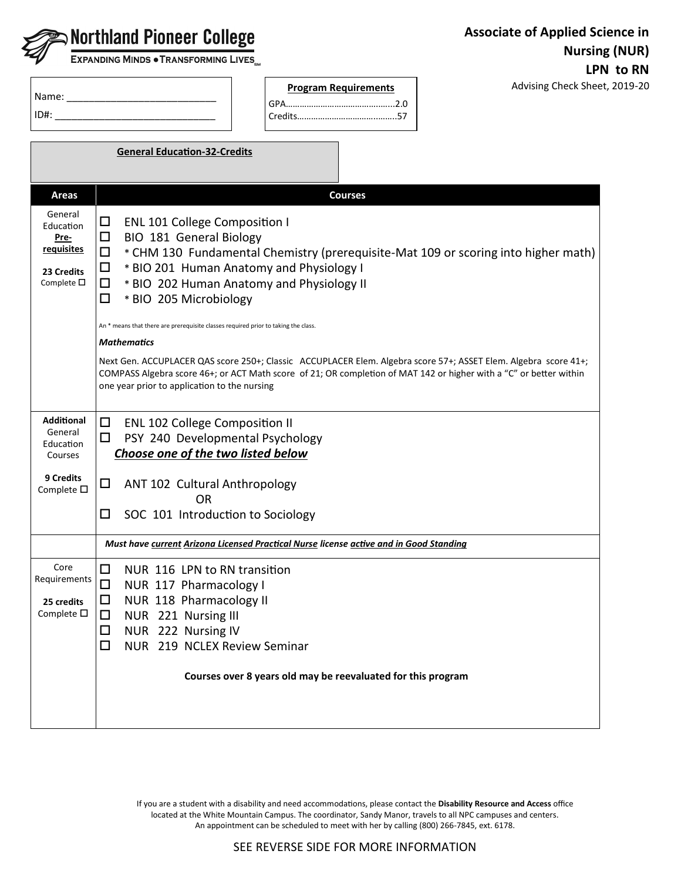# Northland Pioneer College

EXPANDING MINDS • TRANSFORMING LIVES

## Associate of Applied Science in Nursing (NUR) LPN to RN

Advising Check Sheet, 2019-20

Name: ___________________________

ID#: ______________________________

**Program Requirements**

GPA……………………………………...2.0

Credits…………………………………...57

**General Education-32-Credits**

| Areas | Courses |
|---|---|
| General Education **Pre-requisites**<br><br>**23 Credits**<br>Complete ☐ | ☐ ENL 101 College Composition I<br>☐ BIO 181 General Biology<br>☐ * CHM 130 Fundamental Chemistry (prerequisite-Mat 109 or scoring into higher math)<br>☐ * BIO 201 Human Anatomy and Physiology I<br>☐ * BIO 202 Human Anatomy and Physiology II<br>☐ * BIO 205 Microbiology<br><br>An * means that there are prerequisite classes required prior to taking the class.<br><br>***Mathematics***<br><br>Next Gen. ACCUPLACER QAS score 250+; Classic ACCUPLACER Elem. Algebra score 57+; ASSET Elem. Algebra score 41+; COMPASS Algebra score 46+; or ACT Math score of 21; OR completion of MAT 142 or higher with a "C" or better within one year prior to application to the nursing |
| **Additional** General Education Courses<br><br>**9 Credits**<br>Complete ☐ | ☐ ENL 102 College Composition II<br>☐ PSY 240 Developmental Psychology<br>***Choose one of the two listed below***<br><br>☐ ANT 102 Cultural Anthropology<br>OR<br>☐ SOC 101 Introduction to Sociology |
| | ***Must have current Arizona Licensed Practical Nurse license active and in Good Standing*** |
| Core Requirements<br><br>**25 credits**<br>Complete ☐ | ☐ NUR 116 LPN to RN transition<br>☐ NUR 117 Pharmacology I<br>☐ NUR 118 Pharmacology II<br>☐ NUR 221 Nursing III<br>☐ NUR 222 Nursing IV<br>☐ NUR 219 NCLEX Review Seminar<br><br>**Courses over 8 years old may be reevaluated for this program** |

If you are a student with a disability and need accommodations, please contact the **Disability Resource and Access** office located at the White Mountain Campus. The coordinator, Sandy Manor, travels to all NPC campuses and centers. An appointment can be scheduled to meet with her by calling (800) 266-7845, ext. 6178.

SEE REVERSE SIDE FOR MORE INFORMATION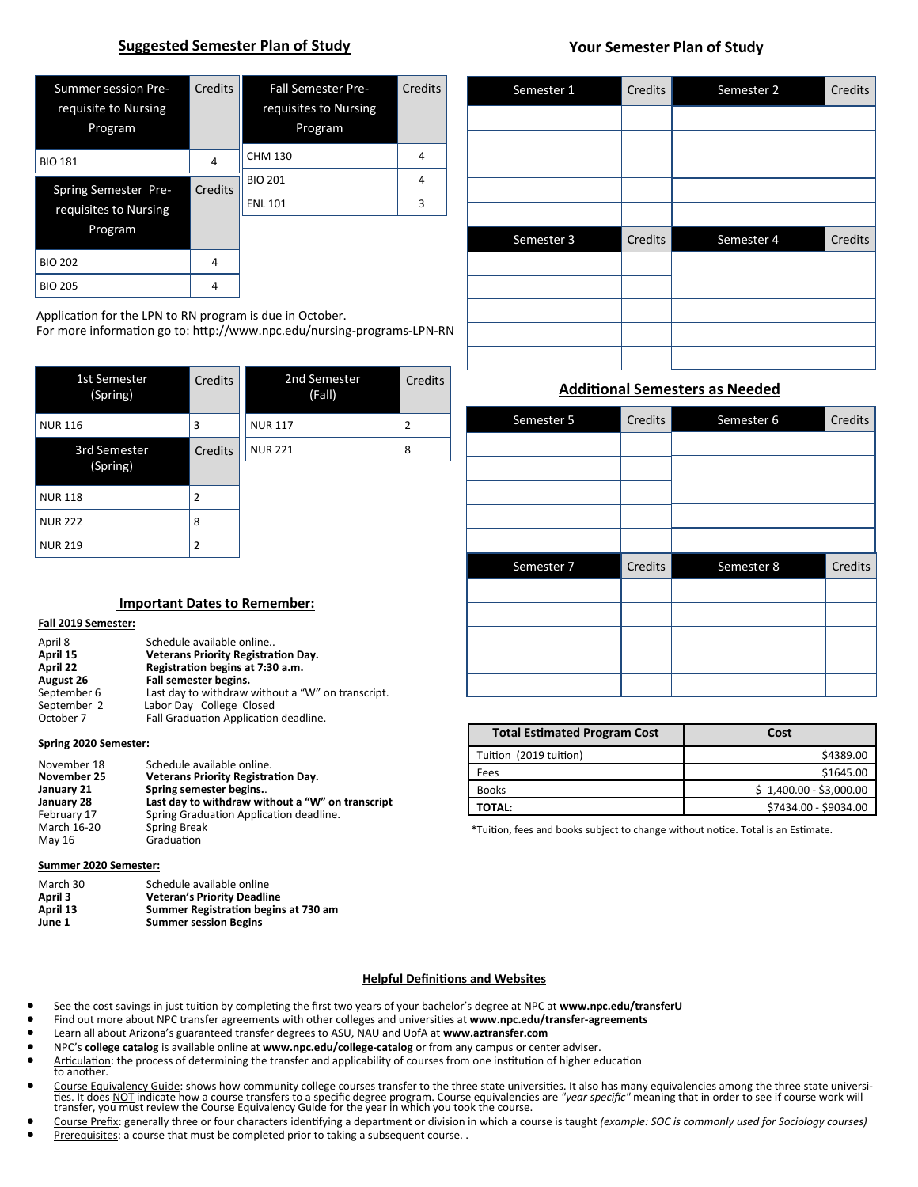## Suggested Semester Plan of Study

| Summer session Pre-requisite to Nursing Program | Credits |
|---|---|
| BIO 181 | 4 |

| Spring Semester Pre-requisites to Nursing Program | Credits |
|---|---|
| BIO 202 | 4 |
| BIO 205 | 4 |

| Fall Semester Pre-requisites to Nursing Program | Credits |
|---|---|
| CHM 130 | 4 |
| BIO 201 | 4 |
| ENL 101 | 3 |

Application for the LPN to RN program is due in October.
For more information go to: http://www.npc.edu/nursing-programs-LPN-RN

| 1st Semester (Spring) | Credits |
|---|---|
| NUR 116 | 3 |

| 3rd Semester (Spring) | Credits |
|---|---|
| NUR 118 | 2 |
| NUR 222 | 8 |
| NUR 219 | 2 |

| 2nd Semester (Fall) | Credits |
|---|---|
| NUR 117 | 2 |
| NUR 221 | 8 |

### Important Dates to Remember:

**Fall 2019 Semester:**

April 8 — Schedule available online..
**April 15 — Veterans Priority Registration Day.**
**April 22 — Registration begins at 7:30 a.m.**
**August 26 — Fall semester begins.**
September 6 — Last day to withdraw without a "W" on transcript.
September 2 — Labor Day College Closed
October 7 — Fall Graduation Application deadline.

**Spring 2020 Semester:**

November 18 — Schedule available online.
**November 25 — Veterans Priority Registration Day.**
**January 21 — Spring semester begins..**
**January 28 — Last day to withdraw without a "W" on transcript**
February 17 — Spring Graduation Application deadline.
March 16-20 — Spring Break
May 16 — Graduation

**Summer 2020 Semester:**

March 30 — Schedule available online
**April 3 — Veteran's Priority Deadline**
**April 13 — Summer Registration begins at 730 am**
**June 1 — Summer session Begins**

## Your Semester Plan of Study

| Semester 1 | Credits | Semester 2 | Credits |
|---|---|---|---|
| | | | |
| | | | |
| | | | |
| | | | |
| | | | |

| Semester 3 | Credits | Semester 4 | Credits |
|---|---|---|---|
| | | | |
| | | | |
| | | | |
| | | | |
| | | | |

### Additional Semesters as Needed

| Semester 5 | Credits | Semester 6 | Credits |
|---|---|---|---|
| | | | |
| | | | |
| | | | |
| | | | |
| | | | |

| Semester 7 | Credits | Semester 8 | Credits |
|---|---|---|---|
| | | | |
| | | | |
| | | | |
| | | | |
| | | | |

| Total Estimated Program Cost | Cost |
|---|---|
| Tuition (2019 tuition) | $4389.00 |
| Fees | $1645.00 |
| Books | $ 1,400.00 - $3,000.00 |
| **TOTAL:** | $7434.00 - $9034.00 |

*Tuition, fees and books subject to change without notice. Total is an Estimate.

### Helpful Definitions and Websites

- See the cost savings in just tuition by completing the first two years of your bachelor's degree at NPC at **www.npc.edu/transferU**
- Find out more about NPC transfer agreements with other colleges and universities at **www.npc.edu/transfer-agreements**
- Learn all about Arizona's guaranteed transfer degrees to ASU, NAU and UofA at **www.aztransfer.com**
- NPC's **college catalog** is available online at **www.npc.edu/college-catalog** or from any campus or center adviser.
- Articulation: the process of determining the transfer and applicability of courses from one institution of higher education to another.
- Course Equivalency Guide: shows how community college courses transfer to the three state universities. It also has many equivalencies among the three state universities. It does NOT indicate how a course transfers to a specific degree program. Course equivalencies are *"year specific"* meaning that in order to see if course work will transfer, you must review the Course Equivalency Guide for the year in which you took the course.
- Course Prefix: generally three or four characters identifying a department or division in which a course is taught *(example: SOC is commonly used for Sociology courses)*
- Prerequisites: a course that must be completed prior to taking a subsequent course. .